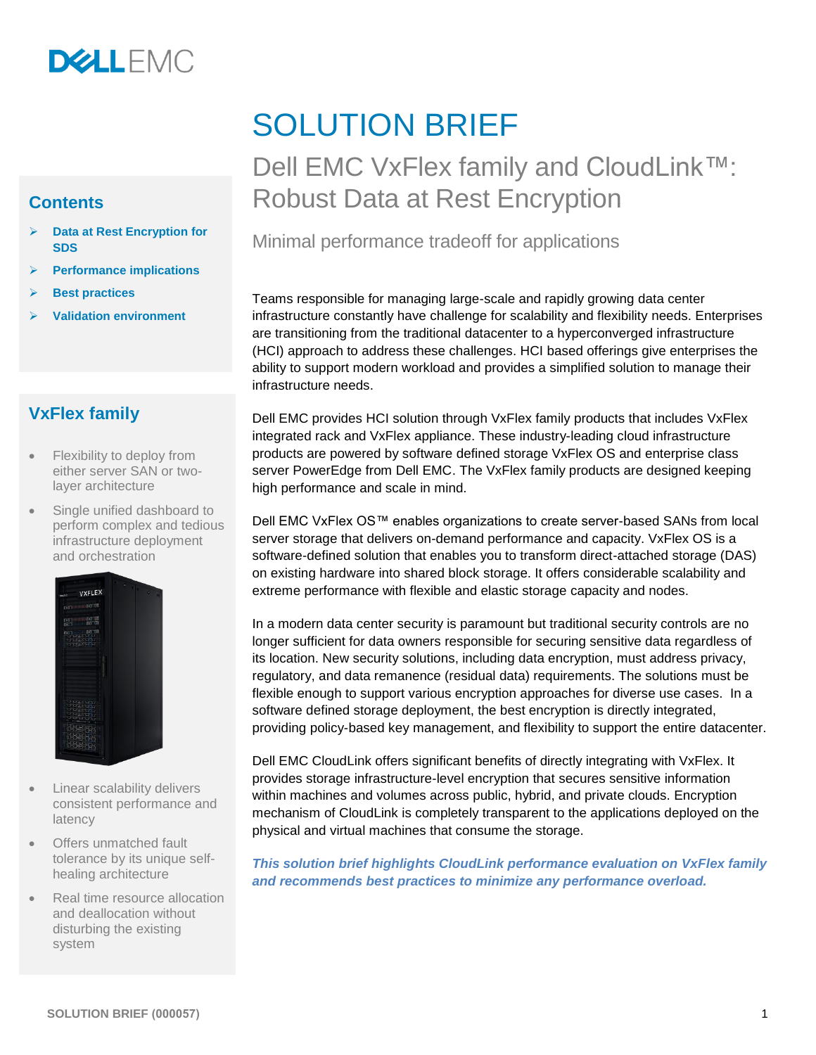# SOLUTION BRIEF

## Dell EMC VxFlex family and CloudLink™: Robust Data at Rest Encryption

### Minimal performance tradeoff for applications

## Contents

- Data at Rest Encryption for SDS
- Performance implications
- Best practices
- Validation environment

## VxFlex family

- Flexibility to deploy from either server SAN or two-layer architecture
- Single unified dashboard to perform complex and tedious infrastructure deployment and orchestration
- Linear scalability delivers consistent performance and latency
- Offers unmatched fault tolerance by its unique self-healing architecture
- Real time resource allocation and deallocation without disturbing the existing system

Teams responsible for managing large-scale and rapidly growing data center infrastructure constantly have challenge for scalability and flexibility needs. Enterprises are transitioning from the traditional datacenter to a hyperconverged infrastructure (HCI) approach to address these challenges. HCI based offerings give enterprises the ability to support modern workload and provides a simplified solution to manage their infrastructure needs.

Dell EMC provides HCI solution through VxFlex family products that includes VxFlex integrated rack and VxFlex appliance. These industry-leading cloud infrastructure products are powered by software defined storage VxFlex OS and enterprise class server PowerEdge from Dell EMC. The VxFlex family products are designed keeping high performance and scale in mind.

Dell EMC VxFlex OS™ enables organizations to create server-based SANs from local server storage that delivers on-demand performance and capacity. VxFlex OS is a software-defined solution that enables you to transform direct-attached storage (DAS) on existing hardware into shared block storage. It offers considerable scalability and extreme performance with flexible and elastic storage capacity and nodes.

In a modern data center security is paramount but traditional security controls are no longer sufficient for data owners responsible for securing sensitive data regardless of its location. New security solutions, including data encryption, must address privacy, regulatory, and data remanence (residual data) requirements. The solutions must be flexible enough to support various encryption approaches for diverse use cases. In a software defined storage deployment, the best encryption is directly integrated, providing policy-based key management, and flexibility to support the entire datacenter.

Dell EMC CloudLink offers significant benefits of directly integrating with VxFlex. It provides storage infrastructure-level encryption that secures sensitive information within machines and volumes across public, hybrid, and private clouds. Encryption mechanism of CloudLink is completely transparent to the applications deployed on the physical and virtual machines that consume the storage.

***This solution brief highlights CloudLink performance evaluation on VxFlex family and recommends best practices to minimize any performance overload.***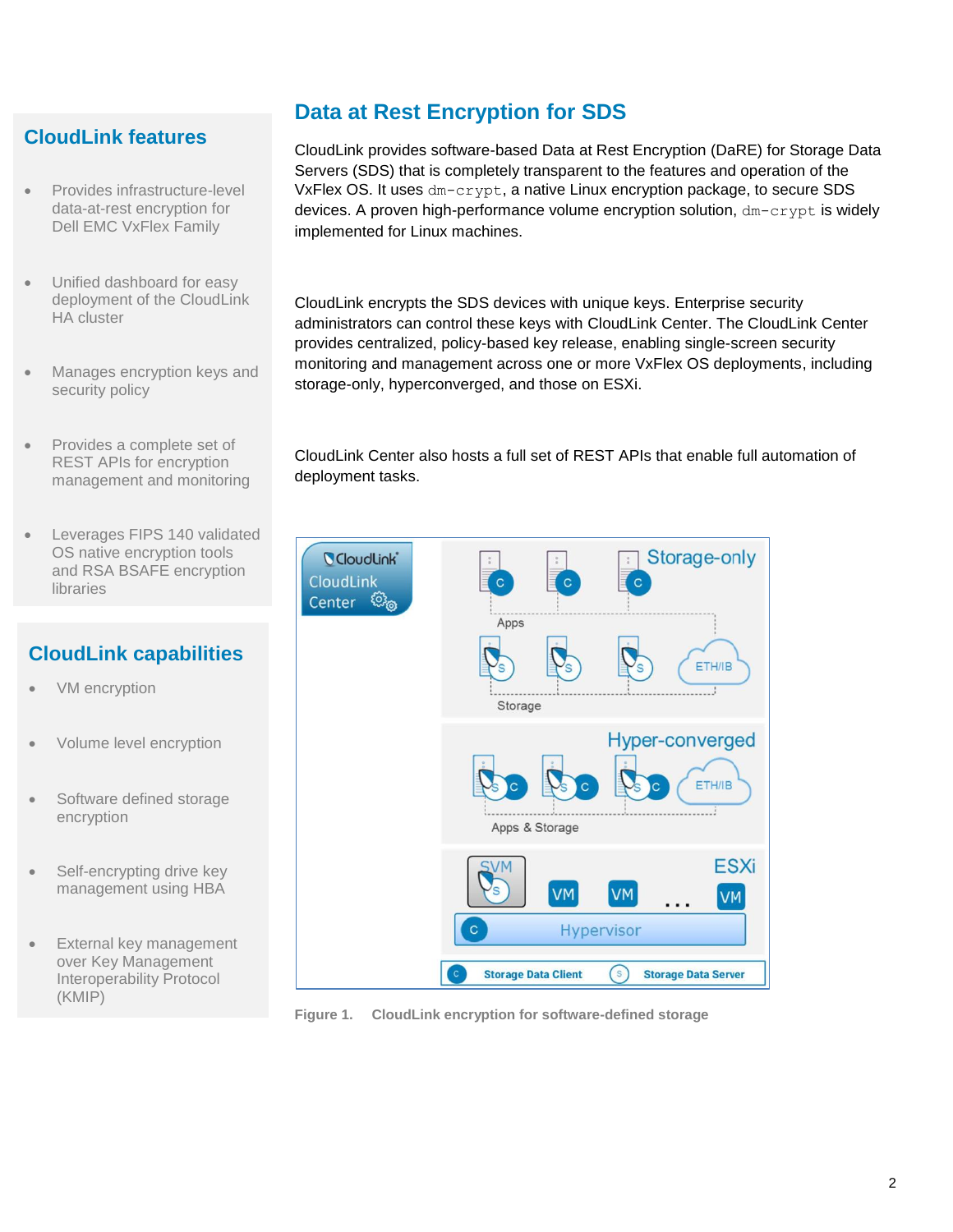## CloudLink features

- Provides infrastructure-level data-at-rest encryption for Dell EMC VxFlex Family
- Unified dashboard for easy deployment of the CloudLink HA cluster
- Manages encryption keys and security policy
- Provides a complete set of REST APIs for encryption management and monitoring
- Leverages FIPS 140 validated OS native encryption tools and RSA BSAFE encryption libraries

## CloudLink capabilities

- VM encryption
- Volume level encryption
- Software defined storage encryption
- Self-encrypting drive key management using HBA
- External key management over Key Management Interoperability Protocol (KMIP)

# Data at Rest Encryption for SDS

CloudLink provides software-based Data at Rest Encryption (DaRE) for Storage Data Servers (SDS) that is completely transparent to the features and operation of the VxFlex OS. It uses `dm-crypt`, a native Linux encryption package, to secure SDS devices. A proven high-performance volume encryption solution, `dm-crypt` is widely implemented for Linux machines.

CloudLink encrypts the SDS devices with unique keys. Enterprise security administrators can control these keys with CloudLink Center. The CloudLink Center provides centralized, policy-based key release, enabling single-screen security monitoring and management across one or more VxFlex OS deployments, including storage-only, hyperconverged, and those on ESXi.

CloudLink Center also hosts a full set of REST APIs that enable full automation of deployment tasks.

Figure 1. CloudLink encryption for software-defined storage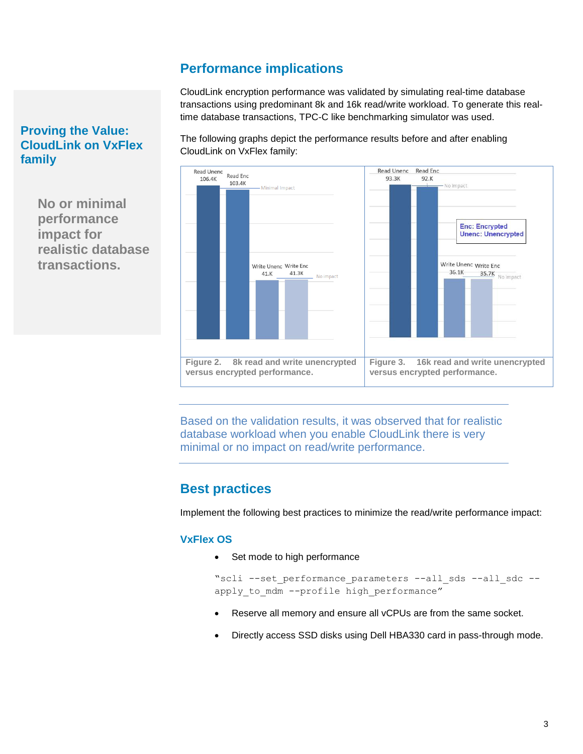## Proving the Value: CloudLink on VxFlex family

**No or minimal performance impact for realistic database transactions.**

## Performance implications

CloudLink encryption performance was validated by simulating real-time database transactions using predominant 8k and 16k read/write workload. To generate this real-time database transactions, TPC-C like benchmarking simulator was used.

The following graphs depict the performance results before and after enabling CloudLink on VxFlex family:

| | Read Unenc | Read Enc | Write Unenc | Write Enc |
|---|---|---|---|---|
| 8k | 106.4K | 103.4K (Minimal Impact) | 41.K | 41.3K (No impact) |
| 16k | 93.3K | 92.K (No impact) | 36.1K | 35.7K (No impact) |

Enc: Encrypted
Unenc: Unencrypted

Figure 2. 8k read and write unencrypted versus encrypted performance.

Figure 3. 16k read and write unencrypted versus encrypted performance.

Based on the validation results, it was observed that for realistic database workload when you enable CloudLink there is very minimal or no impact on read/write performance.

## Best practices

Implement the following best practices to minimize the read/write performance impact:

### VxFlex OS

- Set mode to high performance

```
"scli --set_performance_parameters --all_sds --all_sdc --apply_to_mdm --profile high_performance"
```

- Reserve all memory and ensure all vCPUs are from the same socket.
- Directly access SSD disks using Dell HBA330 card in pass-through mode.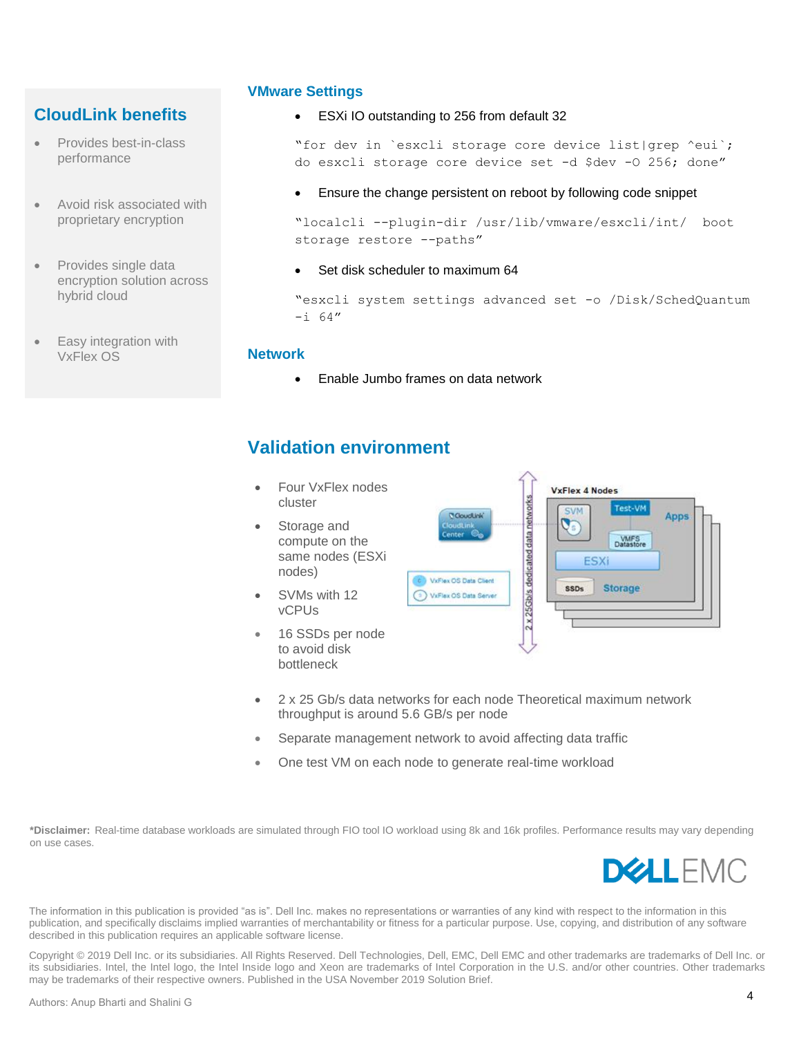## CloudLink benefits

- Provides best-in-class performance
- Avoid risk associated with proprietary encryption
- Provides single data encryption solution across hybrid cloud
- Easy integration with VxFlex OS

## VMware Settings

- ESXi IO outstanding to 256 from default 32

```
"for dev in `esxcli storage core device list|grep ^eui`; do esxcli storage core device set -d $dev -O 256; done"
```

- Ensure the change persistent on reboot by following code snippet

```
"localcli --plugin-dir /usr/lib/vmware/esxcli/int/  boot storage restore --paths"
```

- Set disk scheduler to maximum 64

```
"esxcli system settings advanced set -o /Disk/SchedQuantum -i 64"
```

## Network

- Enable Jumbo frames on data network

## Validation environment

- Four VxFlex nodes cluster
- Storage and compute on the same nodes (ESXi nodes)
- SVMs with 12 vCPUs
- 16 SSDs per node to avoid disk bottleneck

VxFlex 4 Nodes
CloudLink Center
SVM
Test-VM
Apps
VMFS Datastore
ESXi
SSDs
Storage
VxFlex OS Data Client
VxFlex OS Data Server
2 x 25Gb/s dedicated data networks

- 2 x 25 Gb/s data networks for each node Theoretical maximum network throughput is around 5.6 GB/s per node
- Separate management network to avoid affecting data traffic
- One test VM on each node to generate real-time workload

***Disclaimer:** Real-time database workloads are simulated through FIO tool IO workload using 8k and 16k profiles. Performance results may vary depending on use cases.

DELL EMC

The information in this publication is provided "as is". Dell Inc. makes no representations or warranties of any kind with respect to the information in this publication, and specifically disclaims implied warranties of merchantability or fitness for a particular purpose. Use, copying, and distribution of any software described in this publication requires an applicable software license.

Copyright © 2019 Dell Inc. or its subsidiaries. All Rights Reserved. Dell Technologies, Dell, EMC, Dell EMC and other trademarks are trademarks of Dell Inc. or its subsidiaries. Intel, the Intel logo, the Intel Inside logo and Xeon are trademarks of Intel Corporation in the U.S. and/or other countries. Other trademarks may be trademarks of their respective owners. Published in the USA November 2019 Solution Brief.

Authors: Anup Bharti and Shalini G